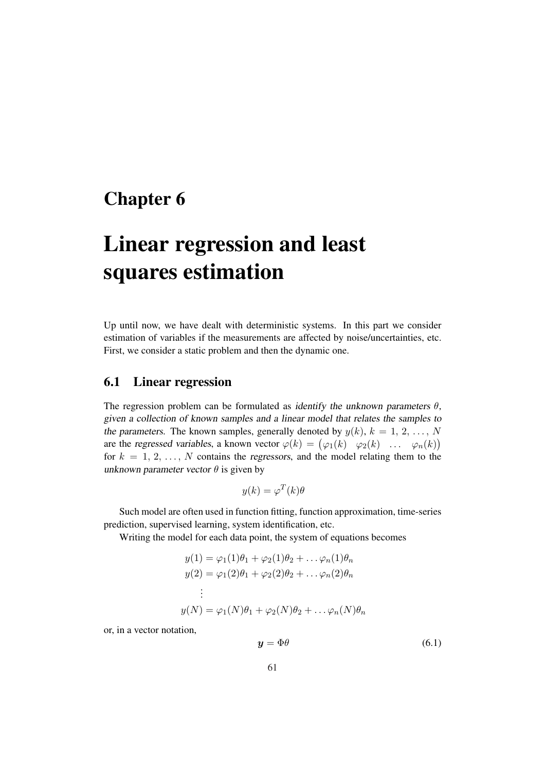# Chapter 6

# Linear regression and least squares estimation

Up until now, we have dealt with deterministic systems. In this part we consider estimation of variables if the measurements are affected by noise/uncertainties, etc. First, we consider a static problem and then the dynamic one.

## 6.1 Linear regression

The regression problem can be formulated as *identify the unknown parameters $\theta$, given a collection of known samples and a linear model that relates the samples to the parameters*. The known samples, generally denoted by $y(k)$, $k = 1, 2, \ldots, N$ are the *regressed variables*, a known vector $\varphi(k) = \begin{pmatrix} \varphi_1(k) & \varphi_2(k) & \ldots & \varphi_n(k) \end{pmatrix}$ for $k = 1, 2, \ldots, N$ contains the *regressors*, and the model relating them to the *unknown parameter vector* $\theta$ is given by

$$y(k) = \varphi^T(k)\theta$$

Such model are often used in function fitting, function approximation, time-series prediction, supervised learning, system identification, etc.

Writing the model for each data point, the system of equations becomes

$$\begin{aligned}
y(1) &= \varphi_1(1)\theta_1 + \varphi_2(1)\theta_2 + \ldots \varphi_n(1)\theta_n \\
y(2) &= \varphi_1(2)\theta_1 + \varphi_2(2)\theta_2 + \ldots \varphi_n(2)\theta_n \\
&\vdots \\
y(N) &= \varphi_1(N)\theta_1 + \varphi_2(N)\theta_2 + \ldots \varphi_n(N)\theta_n
\end{aligned}$$

or, in a vector notation,

$$\boldsymbol{y} = \Phi\theta \tag{6.1}$$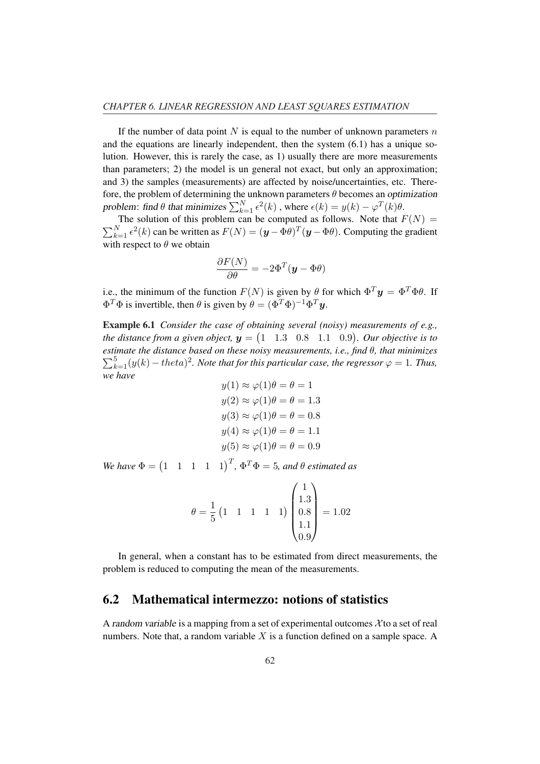If the number of data point $N$ is equal to the number of unknown parameters $n$ and the equations are linearly independent, then the system (6.1) has a unique solution. However, this is rarely the case, as 1) usually there are more measurements than parameters; 2) the model is un general not exact, but only an approximation; and 3) the samples (measurements) are affected by noise/uncertainties, etc. Therefore, the problem of determining the unknown parameters $\theta$ becomes an *optimization problem*: *find $\theta$ that minimizes* $\sum_{k=1}^{N} \epsilon^2(k)$ , where $\epsilon(k) = y(k) - \varphi^T(k)\theta$.

The solution of this problem can be computed as follows. Note that $F(N) = \sum_{k=1}^{N} \epsilon^2(k)$ can be written as $F(N) = (\boldsymbol{y} - \Phi\theta)^T(\boldsymbol{y} - \Phi\theta)$. Computing the gradient with respect to $\theta$ we obtain

$$\frac{\partial F(N)}{\partial \theta} = -2\Phi^T(\boldsymbol{y} - \Phi\theta)$$

i.e., the minimum of the function $F(N)$ is given by $\theta$ for which $\Phi^T\boldsymbol{y} = \Phi^T\Phi\theta$. If $\Phi^T\Phi$ is invertible, then $\theta$ is given by $\theta = (\Phi^T\Phi)^{-1}\Phi^T\boldsymbol{y}$.

**Example 6.1** *Consider the case of obtaining several (noisy) measurements of e.g., the distance from a given object,* $\boldsymbol{y} = \begin{pmatrix} 1 & 1.3 & 0.8 & 1.1 & 0.9 \end{pmatrix}$. *Our objective is to estimate the distance based on these noisy measurements, i.e., find θ, that minimizes* $\sum_{k=1}^{5}(y(k) - theta)^2$. *Note that for this particular case, the regressor* $\varphi = 1$. *Thus, we have*

$$y(1) \approx \varphi(1)\theta = \theta = 1$$
$$y(2) \approx \varphi(1)\theta = \theta = 1.3$$
$$y(3) \approx \varphi(1)\theta = \theta = 0.8$$
$$y(4) \approx \varphi(1)\theta = \theta = 1.1$$
$$y(5) \approx \varphi(1)\theta = \theta = 0.9$$

*We have* $\Phi = \begin{pmatrix} 1 & 1 & 1 & 1 & 1 \end{pmatrix}^T$, $\Phi^T\Phi = 5$, *and θ estimated as*

$$\theta = \frac{1}{5}\begin{pmatrix} 1 & 1 & 1 & 1 & 1 \end{pmatrix} \begin{pmatrix} 1 \\ 1.3 \\ 0.8 \\ 1.1 \\ 0.9 \end{pmatrix} = 1.02$$

In general, when a constant has to be estimated from direct measurements, the problem is reduced to computing the mean of the measurements.

## 6.2 Mathematical intermezzo: notions of statistics

A *random variable* is a mapping from a set of experimental outcomes $\mathcal{X}$ to a set of real numbers. Note that, a random variable $X$ is a function defined on a sample space. A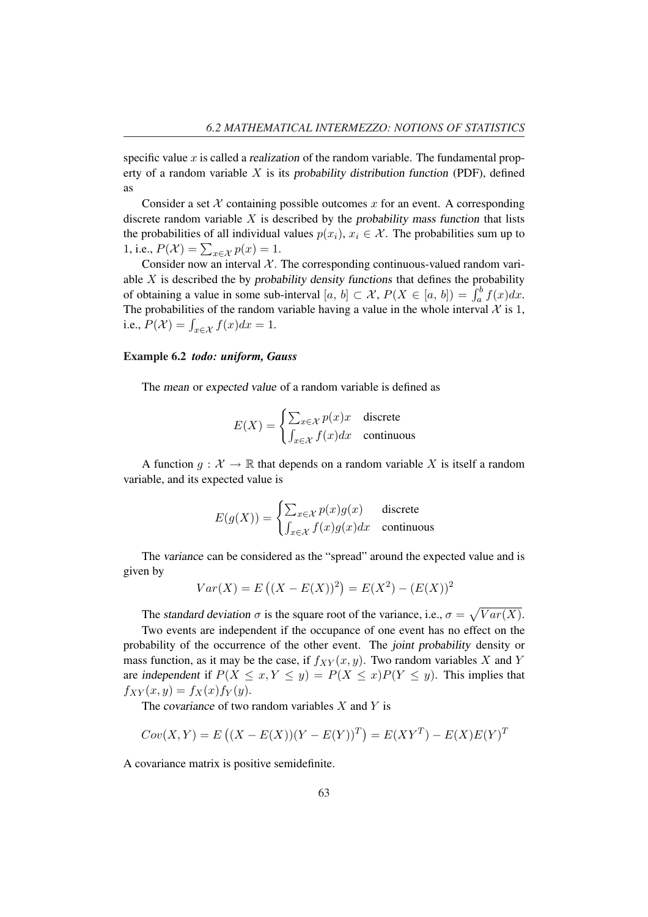specific value $x$ is called a *realization* of the random variable. The fundamental property of a random variable $X$ is its *probability distribution function* (PDF), defined as

Consider a set $\mathcal{X}$ containing possible outcomes $x$ for an event. A corresponding discrete random variable $X$ is described by the *probability mass function* that lists the probabilities of all individual values $p(x_i)$, $x_i \in \mathcal{X}$. The probabilities sum up to 1, i.e., $P(\mathcal{X}) = \sum_{x \in \mathcal{X}} p(x) = 1$.

Consider now an interval $\mathcal{X}$. The corresponding continuous-valued random variable $X$ is described the by *probability density functions* that defines the probability of obtaining a value in some sub-interval $[a,\, b] \subset \mathcal{X}$, $P(X \in [a,\, b]) = \int_a^b f(x)dx$. The probabilities of the random variable having a value in the whole interval $\mathcal{X}$ is 1, i.e., $P(\mathcal{X}) = \int_{x \in \mathcal{X}} f(x)dx = 1$.

**Example 6.2** ***todo: uniform, Gauss***

The *mean* or *expected value* of a random variable is defined as

$$E(X) = \begin{cases} \sum_{x \in \mathcal{X}} p(x)x & \text{discrete} \\ \int_{x \in \mathcal{X}} f(x)dx & \text{continuous} \end{cases}$$

A function $g : \mathcal{X} \to \mathbb{R}$ that depends on a random variable $X$ is itself a random variable, and its expected value is

$$E(g(X)) = \begin{cases} \sum_{x \in \mathcal{X}} p(x)g(x) & \text{discrete} \\ \int_{x \in \mathcal{X}} f(x)g(x)dx & \text{continuous} \end{cases}$$

The *variance* can be considered as the "spread" around the expected value and is given by

$$Var(X) = E\left((X - E(X))^2\right) = E(X^2) - (E(X))^2$$

The *standard deviation* $\sigma$ is the square root of the variance, i.e., $\sigma = \sqrt{Var(X)}$.

Two events are independent if the occupance of one event has no effect on the probability of the occurrence of the other event. The *joint probability* density or mass function, as it may be the case, if $f_{XY}(x, y)$. Two random variables $X$ and $Y$ are *independent* if $P(X \leq x, Y \leq y) = P(X \leq x)P(Y \leq y)$. This implies that $f_{XY}(x, y) = f_X(x)f_Y(y)$.

The *covariance* of two random variables $X$ and $Y$ is

$$Cov(X, Y) = E\left((X - E(X))(Y - E(Y))^T\right) = E(XY^T) - E(X)E(Y)^T$$

A covariance matrix is positive semidefinite.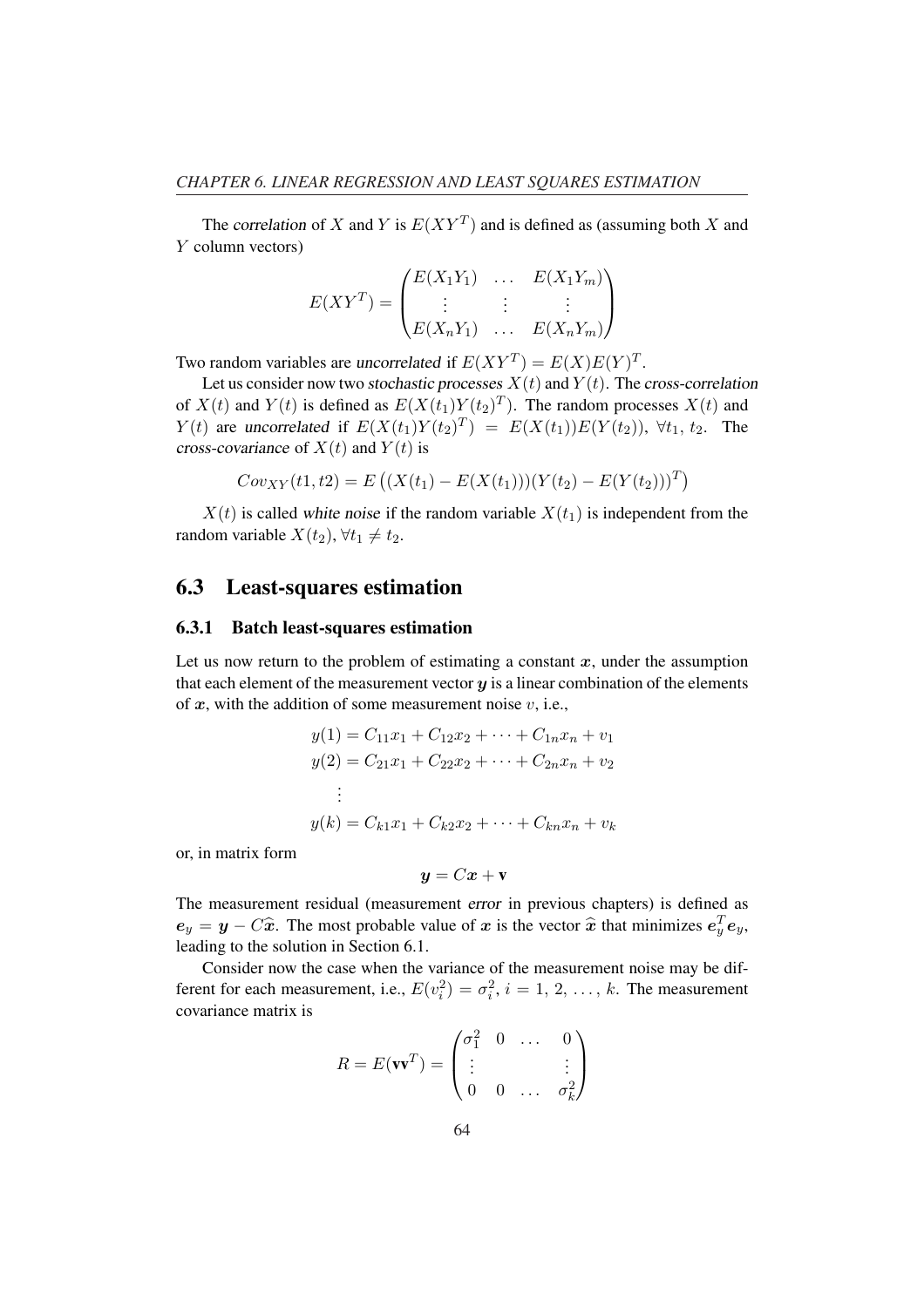The *correlation* of $X$ and $Y$ is $E(XY^T)$ and is defined as (assuming both $X$ and $Y$ column vectors)

$$E(XY^T) = \begin{pmatrix} E(X_1Y_1) & \dots & E(X_1Y_m) \\ \vdots & \vdots & \vdots \\ E(X_nY_1) & \dots & E(X_nY_m) \end{pmatrix}$$

Two random variables are *uncorrelated* if $E(XY^T) = E(X)E(Y)^T$.

Let us consider now two *stochastic processes* $X(t)$ and $Y(t)$. The *cross-correlation* of $X(t)$ and $Y(t)$ is defined as $E(X(t_1)Y(t_2)^T)$. The random processes $X(t)$ and $Y(t)$ are *uncorrelated* if $E(X(t_1)Y(t_2)^T) = E(X(t_1))E(Y(t_2)), \; \forall t_1, \, t_2$. The *cross-covariance* of $X(t)$ and $Y(t)$ is

$$Cov_{XY}(t1, t2) = E\left((X(t_1) - E(X(t_1)))(Y(t_2) - E(Y(t_2)))^T\right)$$

$X(t)$ is called *white noise* if the random variable $X(t_1)$ is independent from the random variable $X(t_2)$, $\forall t_1 \neq t_2$.

## 6.3 Least-squares estimation

### 6.3.1 Batch least-squares estimation

Let us now return to the problem of estimating a constant $\boldsymbol{x}$, under the assumption that each element of the measurement vector $\boldsymbol{y}$ is a linear combination of the elements of $\boldsymbol{x}$, with the addition of some measurement noise $v$, i.e.,

$$\begin{aligned} y(1) &= C_{11}x_1 + C_{12}x_2 + \dots + C_{1n}x_n + v_1 \\ y(2) &= C_{21}x_1 + C_{22}x_2 + \dots + C_{2n}x_n + v_2 \\ &\vdots \\ y(k) &= C_{k1}x_1 + C_{k2}x_2 + \dots + C_{kn}x_n + v_k \end{aligned}$$

or, in matrix form

$$\boldsymbol{y} = C\boldsymbol{x} + \mathbf{v}$$

The measurement residual (measurement *error* in previous chapters) is defined as $\boldsymbol{e}_y = \boldsymbol{y} - C\widehat{\boldsymbol{x}}$. The most probable value of $\boldsymbol{x}$ is the vector $\widehat{\boldsymbol{x}}$ that minimizes $\boldsymbol{e}_y^T\boldsymbol{e}_y$, leading to the solution in Section 6.1.

Consider now the case when the variance of the measurement noise may be different for each measurement, i.e., $E(v_i^2) = \sigma_i^2$, $i = 1, 2, \dots, k$. The measurement covariance matrix is

$$R = E(\mathbf{v}\mathbf{v}^T) = \begin{pmatrix} \sigma_1^2 & 0 & \dots & 0 \\ \vdots & & & \vdots \\ 0 & 0 & \dots & \sigma_k^2 \end{pmatrix}$$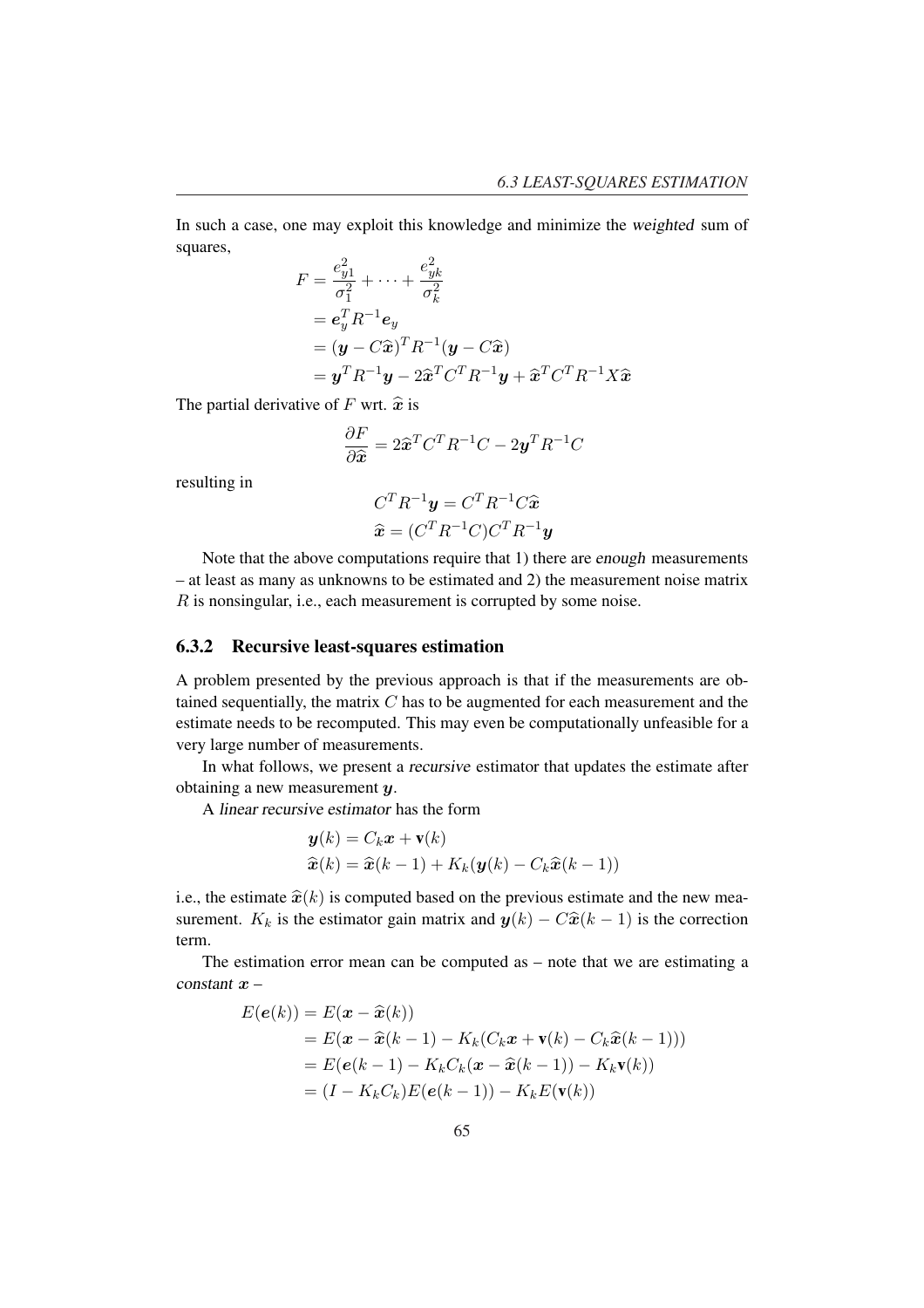In such a case, one may exploit this knowledge and minimize the *weighted* sum of squares,

$$
\begin{aligned}
F &= \frac{e_{y1}^2}{\sigma_1^2} + \cdots + \frac{e_{yk}^2}{\sigma_k^2} \\
&= \boldsymbol{e}_y^T R^{-1} \boldsymbol{e}_y \\
&= (\boldsymbol{y} - C\widehat{\boldsymbol{x}})^T R^{-1} (\boldsymbol{y} - C\widehat{\boldsymbol{x}}) \\
&= \boldsymbol{y}^T R^{-1} \boldsymbol{y} - 2\widehat{\boldsymbol{x}}^T C^T R^{-1} \boldsymbol{y} + \widehat{\boldsymbol{x}}^T C^T R^{-1} X \widehat{\boldsymbol{x}}
\end{aligned}
$$

The partial derivative of $F$ wrt. $\widehat{\boldsymbol{x}}$ is

$$
\frac{\partial F}{\partial \widehat{\boldsymbol{x}}} = 2\widehat{\boldsymbol{x}}^T C^T R^{-1} C - 2\boldsymbol{y}^T R^{-1} C
$$

resulting in

$$
\begin{aligned}
C^T R^{-1} \boldsymbol{y} &= C^T R^{-1} C \widehat{\boldsymbol{x}} \\
\widehat{\boldsymbol{x}} &= (C^T R^{-1} C) C^T R^{-1} \boldsymbol{y}
\end{aligned}
$$

Note that the above computations require that 1) there are *enough* measurements – at least as many as unknowns to be estimated and 2) the measurement noise matrix $R$ is nonsingular, i.e., each measurement is corrupted by some noise.

### 6.3.2 Recursive least-squares estimation

A problem presented by the previous approach is that if the measurements are obtained sequentially, the matrix $C$ has to be augmented for each measurement and the estimate needs to be recomputed. This may even be computationally unfeasible for a very large number of measurements.

In what follows, we present a *recursive* estimator that updates the estimate after obtaining a new measurement $\boldsymbol{y}$.

A *linear recursive estimator* has the form

$$
\begin{aligned}
\boldsymbol{y}(k) &= C_k \boldsymbol{x} + \mathbf{v}(k) \\
\widehat{\boldsymbol{x}}(k) &= \widehat{\boldsymbol{x}}(k-1) + K_k(\boldsymbol{y}(k) - C_k \widehat{\boldsymbol{x}}(k-1))
\end{aligned}
$$

i.e., the estimate $\widehat{\boldsymbol{x}}(k)$ is computed based on the previous estimate and the new measurement. $K_k$ is the estimator gain matrix and $\boldsymbol{y}(k) - C\widehat{\boldsymbol{x}}(k-1)$ is the correction term.

The estimation error mean can be computed as – note that we are estimating a *constant* $\boldsymbol{x}$ –

$$
\begin{aligned}
E(\boldsymbol{e}(k)) &= E(\boldsymbol{x} - \widehat{\boldsymbol{x}}(k)) \\
&= E(\boldsymbol{x} - \widehat{\boldsymbol{x}}(k-1) - K_k(C_k \boldsymbol{x} + \mathbf{v}(k) - C_k \widehat{\boldsymbol{x}}(k-1))) \\
&= E(\boldsymbol{e}(k-1) - K_k C_k (\boldsymbol{x} - \widehat{\boldsymbol{x}}(k-1)) - K_k \mathbf{v}(k)) \\
&= (I - K_k C_k) E(\boldsymbol{e}(k-1)) - K_k E(\mathbf{v}(k))
\end{aligned}
$$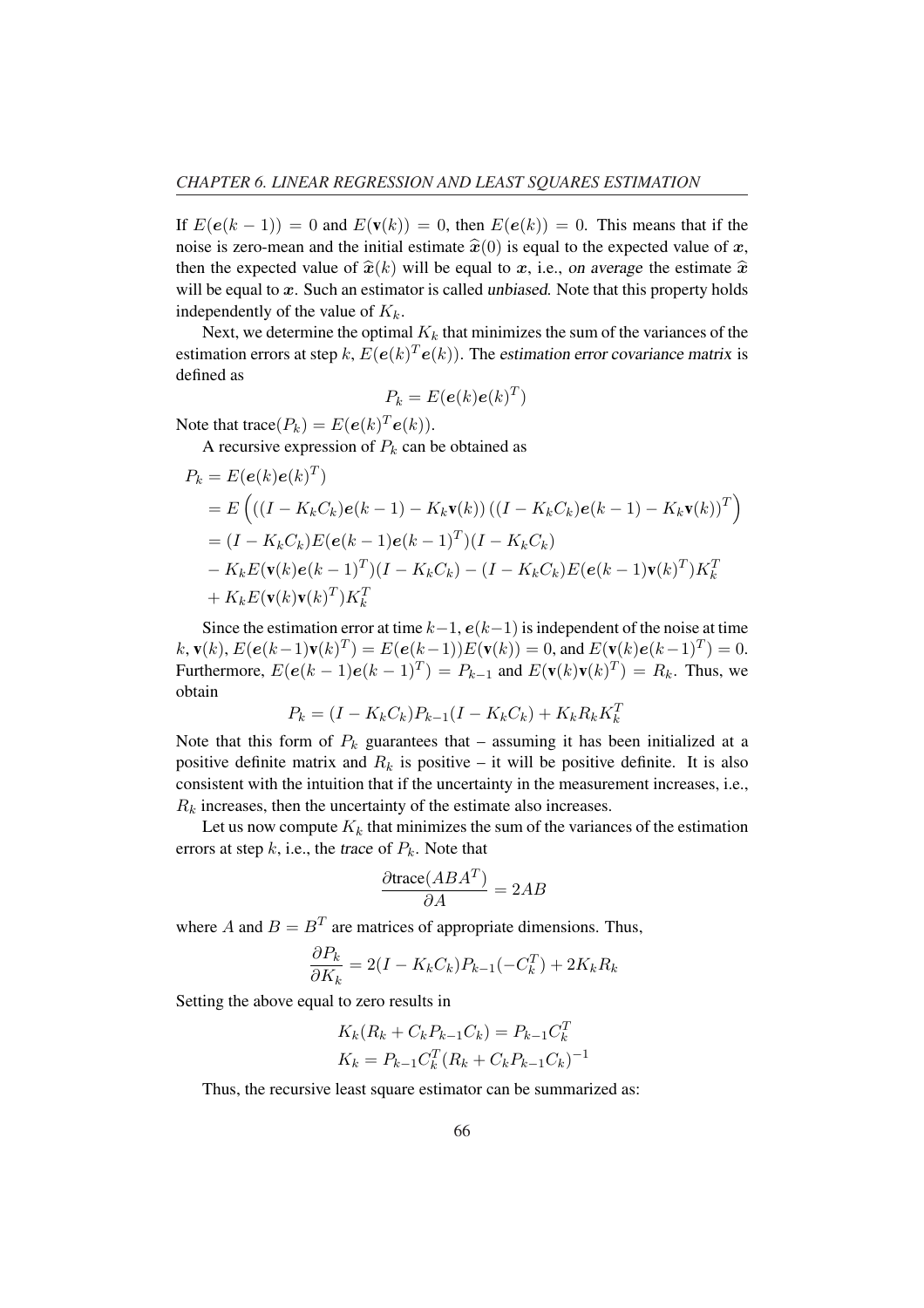If $E(\boldsymbol{e}(k-1)) = 0$ and $E(\mathbf{v}(k)) = 0$, then $E(\boldsymbol{e}(k)) = 0$. This means that if the noise is zero-mean and the initial estimate $\widehat{\boldsymbol{x}}(0)$ is equal to the expected value of $\boldsymbol{x}$, then the expected value of $\widehat{\boldsymbol{x}}(k)$ will be equal to $\boldsymbol{x}$, i.e., *on average* the estimate $\widehat{\boldsymbol{x}}$ will be equal to $\boldsymbol{x}$. Such an estimator is called *unbiased*. Note that this property holds independently of the value of $K_k$.

Next, we determine the optimal $K_k$ that minimizes the sum of the variances of the estimation errors at step $k$, $E(\boldsymbol{e}(k)^T\boldsymbol{e}(k))$. The *estimation error covariance matrix* is defined as

$$P_k = E(\boldsymbol{e}(k)\boldsymbol{e}(k)^T)$$

Note that $\text{trace}(P_k) = E(\boldsymbol{e}(k)^T\boldsymbol{e}(k))$.

A recursive expression of $P_k$ can be obtained as

$$\begin{aligned}
P_k &= E(\boldsymbol{e}(k)\boldsymbol{e}(k)^T) \\
&= E\left(((I - K_kC_k)\boldsymbol{e}(k-1) - K_k\mathbf{v}(k))\left((I - K_kC_k)\boldsymbol{e}(k-1) - K_k\mathbf{v}(k)\right)^T\right) \\
&= (I - K_kC_k)E(\boldsymbol{e}(k-1)\boldsymbol{e}(k-1)^T)(I - K_kC_k) \\
&\quad - K_kE(\mathbf{v}(k)\boldsymbol{e}(k-1)^T)(I - K_kC_k) - (I - K_kC_k)E(\boldsymbol{e}(k-1)\mathbf{v}(k)^T)K_k^T \\
&\quad + K_kE(\mathbf{v}(k)\mathbf{v}(k)^T)K_k^T
\end{aligned}$$

Since the estimation error at time $k-1$, $\boldsymbol{e}(k-1)$ is independent of the noise at time $k$, $\mathbf{v}(k)$, $E(\boldsymbol{e}(k-1)\mathbf{v}(k)^T) = E(\boldsymbol{e}(k-1))E(\mathbf{v}(k)) = 0$, and $E(\mathbf{v}(k)\boldsymbol{e}(k-1)^T) = 0$. Furthermore, $E(\boldsymbol{e}(k-1)\boldsymbol{e}(k-1)^T) = P_{k-1}$ and $E(\mathbf{v}(k)\mathbf{v}(k)^T) = R_k$. Thus, we obtain

$$P_k = (I - K_kC_k)P_{k-1}(I - K_kC_k) + K_kR_kK_k^T$$

Note that this form of $P_k$ guarantees that – assuming it has been initialized at a positive definite matrix and $R_k$ is positive – it will be positive definite. It is also consistent with the intuition that if the uncertainty in the measurement increases, i.e., $R_k$ increases, then the uncertainty of the estimate also increases.

Let us now compute $K_k$ that minimizes the sum of the variances of the estimation errors at step $k$, i.e., the *trace* of $P_k$. Note that

$$\frac{\partial \text{trace}(ABA^T)}{\partial A} = 2AB$$

where $A$ and $B = B^T$ are matrices of appropriate dimensions. Thus,

$$\frac{\partial P_k}{\partial K_k} = 2(I - K_kC_k)P_{k-1}(-C_k^T) + 2K_kR_k$$

Setting the above equal to zero results in

$$\begin{aligned}
K_k(R_k + C_kP_{k-1}C_k) &= P_{k-1}C_k^T \\
K_k &= P_{k-1}C_k^T(R_k + C_kP_{k-1}C_k)^{-1}
\end{aligned}$$

Thus, the recursive least square estimator can be summarized as: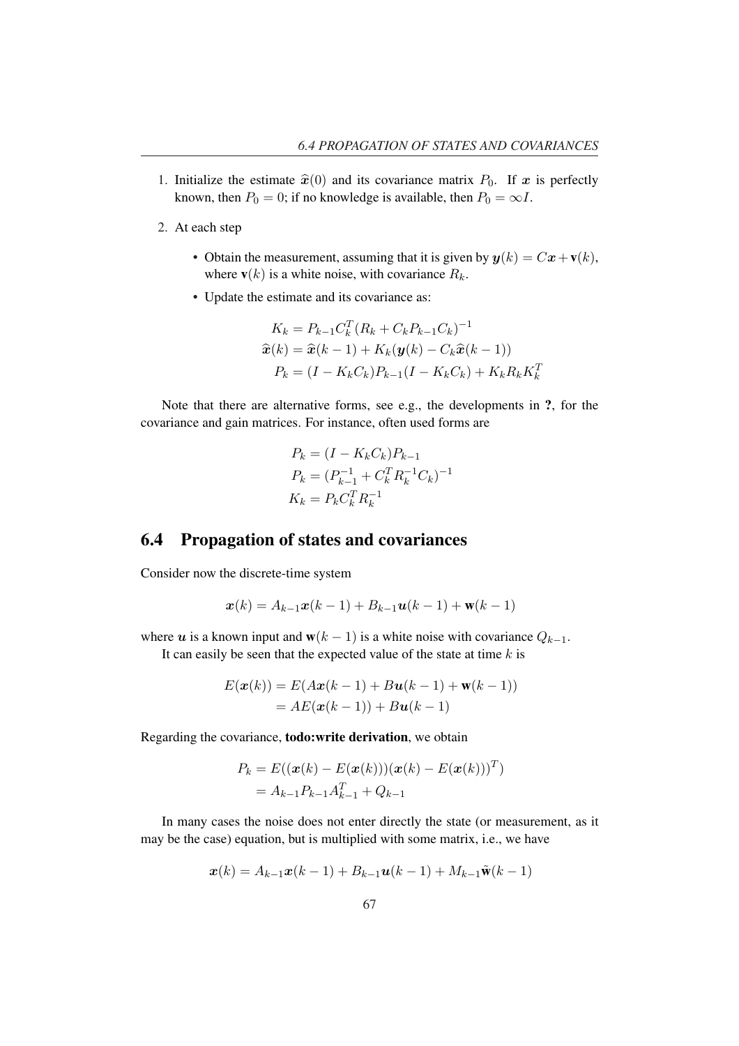1. Initialize the estimate $\widehat{\boldsymbol{x}}(0)$ and its covariance matrix $P_0$. If $\boldsymbol{x}$ is perfectly known, then $P_0 = 0$; if no knowledge is available, then $P_0 = \infty I$.

2. At each step

   - Obtain the measurement, assuming that it is given by $\boldsymbol{y}(k) = C\boldsymbol{x} + \mathbf{v}(k)$, where $\mathbf{v}(k)$ is a white noise, with covariance $R_k$.
   - Update the estimate and its covariance as:

$$
\begin{aligned}
K_k &= P_{k-1}C_k^T(R_k + C_kP_{k-1}C_k)^{-1} \\
\widehat{\boldsymbol{x}}(k) &= \widehat{\boldsymbol{x}}(k-1) + K_k(\boldsymbol{y}(k) - C_k\widehat{\boldsymbol{x}}(k-1)) \\
P_k &= (I - K_kC_k)P_{k-1}(I - K_kC_k) + K_kR_kK_k^T
\end{aligned}
$$

Note that there are alternative forms, see e.g., the developments in **?**, for the covariance and gain matrices. For instance, often used forms are

$$
\begin{aligned}
P_k &= (I - K_kC_k)P_{k-1} \\
P_k &= (P_{k-1}^{-1} + C_k^TR_k^{-1}C_k)^{-1} \\
K_k &= P_kC_k^TR_k^{-1}
\end{aligned}
$$

## 6.4 Propagation of states and covariances

Consider now the discrete-time system

$$
\boldsymbol{x}(k) = A_{k-1}\boldsymbol{x}(k-1) + B_{k-1}\boldsymbol{u}(k-1) + \mathbf{w}(k-1)
$$

where $\boldsymbol{u}$ is a known input and $\mathbf{w}(k-1)$ is a white noise with covariance $Q_{k-1}$.

It can easily be seen that the expected value of the state at time $k$ is

$$
\begin{aligned}
E(\boldsymbol{x}(k)) &= E(A\boldsymbol{x}(k-1) + B\boldsymbol{u}(k-1) + \mathbf{w}(k-1)) \\
&= AE(\boldsymbol{x}(k-1)) + B\boldsymbol{u}(k-1)
\end{aligned}
$$

Regarding the covariance, **todo:write derivation**, we obtain

$$
\begin{aligned}
P_k &= E((\boldsymbol{x}(k) - E(\boldsymbol{x}(k)))(\boldsymbol{x}(k) - E(\boldsymbol{x}(k)))^T) \\
&= A_{k-1}P_{k-1}A_{k-1}^T + Q_{k-1}
\end{aligned}
$$

In many cases the noise does not enter directly the state (or measurement, as it may be the case) equation, but is multiplied with some matrix, i.e., we have

$$
\boldsymbol{x}(k) = A_{k-1}\boldsymbol{x}(k-1) + B_{k-1}\boldsymbol{u}(k-1) + M_{k-1}\tilde{\mathbf{w}}(k-1)
$$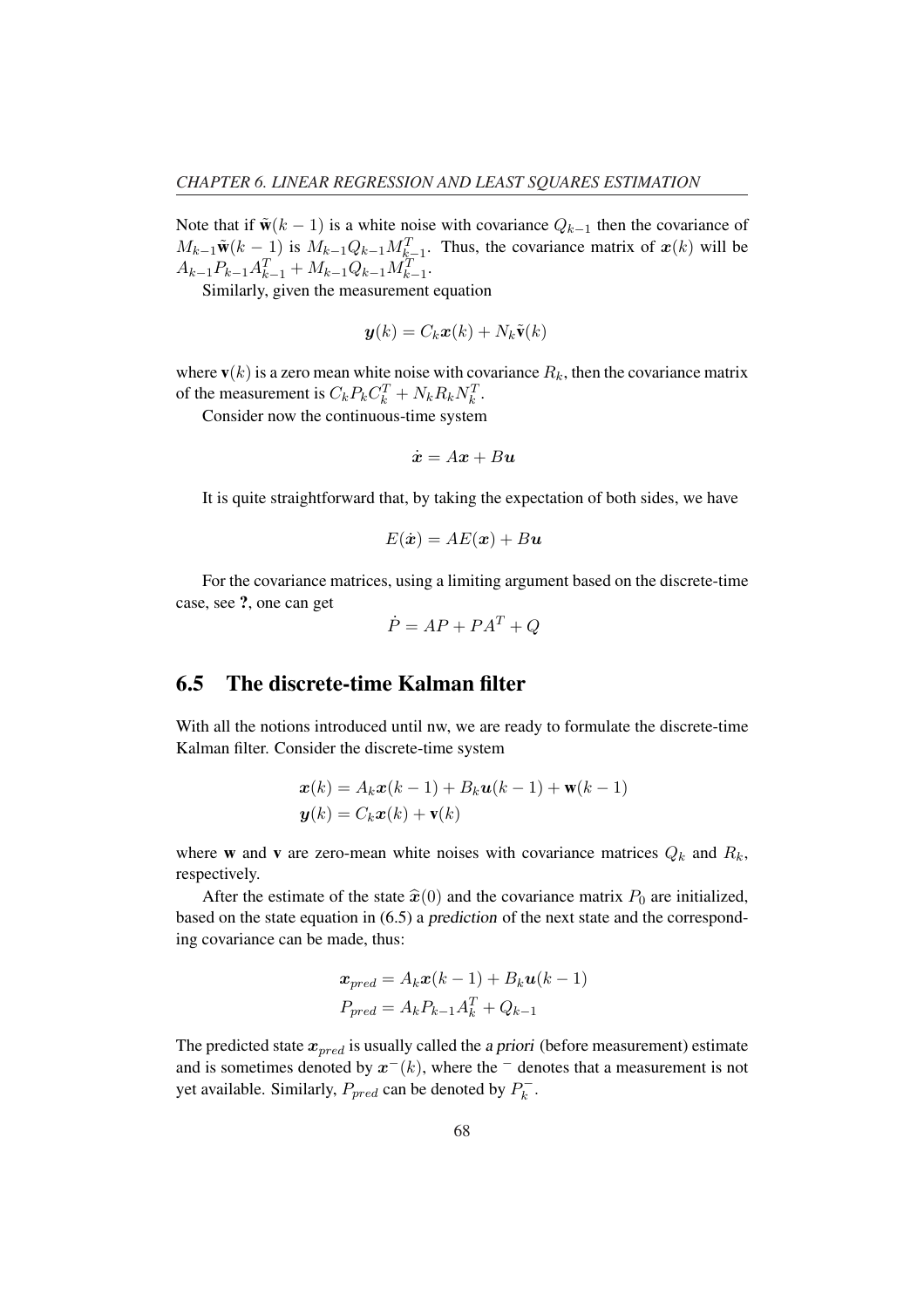Note that if $\tilde{\mathbf{w}}(k-1)$ is a white noise with covariance $Q_{k-1}$ then the covariance of $M_{k-1}\tilde{\mathbf{w}}(k-1)$ is $M_{k-1}Q_{k-1}M_{k-1}^T$. Thus, the covariance matrix of $\boldsymbol{x}(k)$ will be $A_{k-1}P_{k-1}A_{k-1}^T + M_{k-1}Q_{k-1}M_{k-1}^T$.

Similarly, given the measurement equation

$$\boldsymbol{y}(k) = C_k\boldsymbol{x}(k) + N_k\tilde{\mathbf{v}}(k)$$

where $\mathbf{v}(k)$ is a zero mean white noise with covariance $R_k$, then the covariance matrix of the measurement is $C_kP_kC_k^T + N_kR_kN_k^T$.

Consider now the continuous-time system

$$\dot{\boldsymbol{x}} = A\boldsymbol{x} + B\boldsymbol{u}$$

It is quite straightforward that, by taking the expectation of both sides, we have

$$E(\dot{\boldsymbol{x}}) = AE(\boldsymbol{x}) + B\boldsymbol{u}$$

For the covariance matrices, using a limiting argument based on the discrete-time case, see **?**, one can get

$$\dot{P} = AP + PA^T + Q$$

## 6.5 The discrete-time Kalman filter

With all the notions introduced until nw, we are ready to formulate the discrete-time Kalman filter. Consider the discrete-time system

$$\begin{aligned}
\boldsymbol{x}(k) &= A_k\boldsymbol{x}(k-1) + B_k\boldsymbol{u}(k-1) + \mathbf{w}(k-1) \\
\boldsymbol{y}(k) &= C_k\boldsymbol{x}(k) + \mathbf{v}(k)
\end{aligned}$$

where $\mathbf{w}$ and $\mathbf{v}$ are zero-mean white noises with covariance matrices $Q_k$ and $R_k$, respectively.

After the estimate of the state $\widehat{\boldsymbol{x}}(0)$ and the covariance matrix $P_0$ are initialized, based on the state equation in (6.5) a *prediction* of the next state and the corresponding covariance can be made, thus:

$$\begin{aligned}
\boldsymbol{x}_{pred} &= A_k\boldsymbol{x}(k-1) + B_k\boldsymbol{u}(k-1) \\
P_{pred} &= A_kP_{k-1}A_k^T + Q_{k-1}
\end{aligned}$$

The predicted state $\boldsymbol{x}_{pred}$ is usually called the *a priori* (before measurement) estimate and is sometimes denoted by $\boldsymbol{x}^-(k)$, where the $^-$ denotes that a measurement is not yet available. Similarly, $P_{pred}$ can be denoted by $P_k^-$.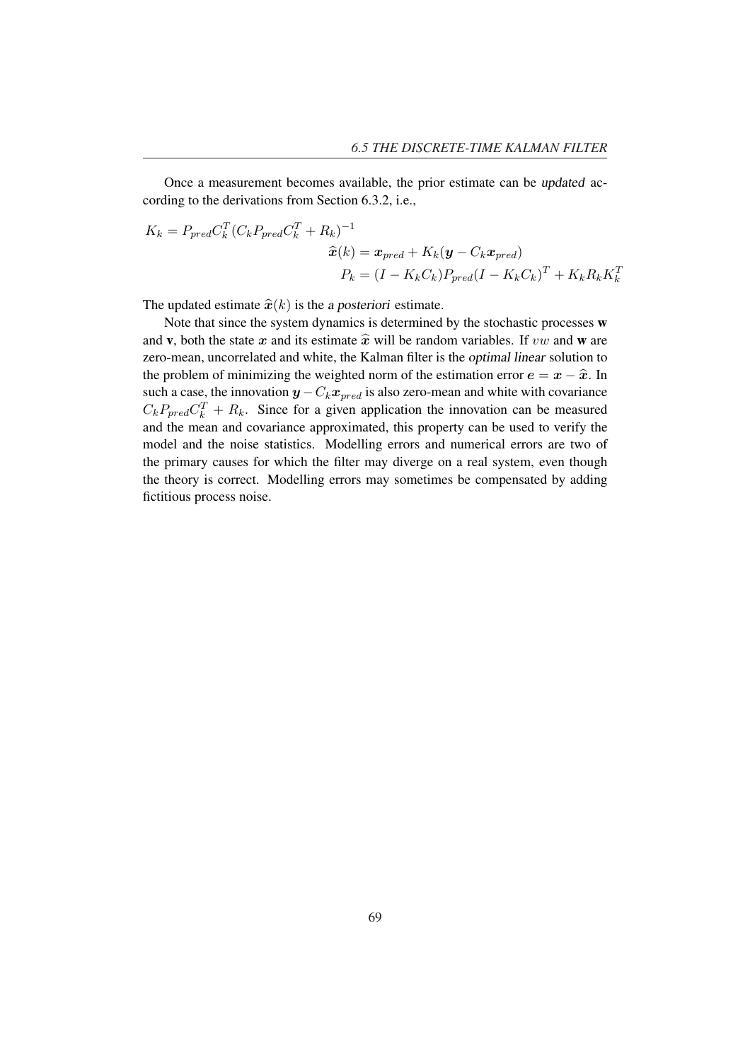Once a measurement becomes available, the prior estimate can be *updated* according to the derivations from Section 6.3.2, i.e.,

$$K_k = P_{pred}C_k^T(C_kP_{pred}C_k^T + R_k)^{-1}$$
$$\widehat{\boldsymbol{x}}(k) = \boldsymbol{x}_{pred} + K_k(\boldsymbol{y} - C_k\boldsymbol{x}_{pred})$$
$$P_k = (I - K_kC_k)P_{pred}(I - K_kC_k)^T + K_kR_kK_k^T$$

The updated estimate $\widehat{\boldsymbol{x}}(k)$ is the *a posteriori* estimate.

Note that since the system dynamics is determined by the stochastic processes **w** and **v**, both the state $\boldsymbol{x}$ and its estimate $\widehat{\boldsymbol{x}}$ will be random variables. If $vw$ and **w** are zero-mean, uncorrelated and white, the Kalman filter is the *optimal linear* solution to the problem of minimizing the weighted norm of the estimation error $\boldsymbol{e} = \boldsymbol{x} - \widehat{\boldsymbol{x}}$. In such a case, the innovation $\boldsymbol{y} - C_k\boldsymbol{x}_{pred}$ is also zero-mean and white with covariance $C_kP_{pred}C_k^T + R_k$. Since for a given application the innovation can be measured and the mean and covariance approximated, this property can be used to verify the model and the noise statistics. Modelling errors and numerical errors are two of the primary causes for which the filter may diverge on a real system, even though the theory is correct. Modelling errors may sometimes be compensated by adding fictitious process noise.